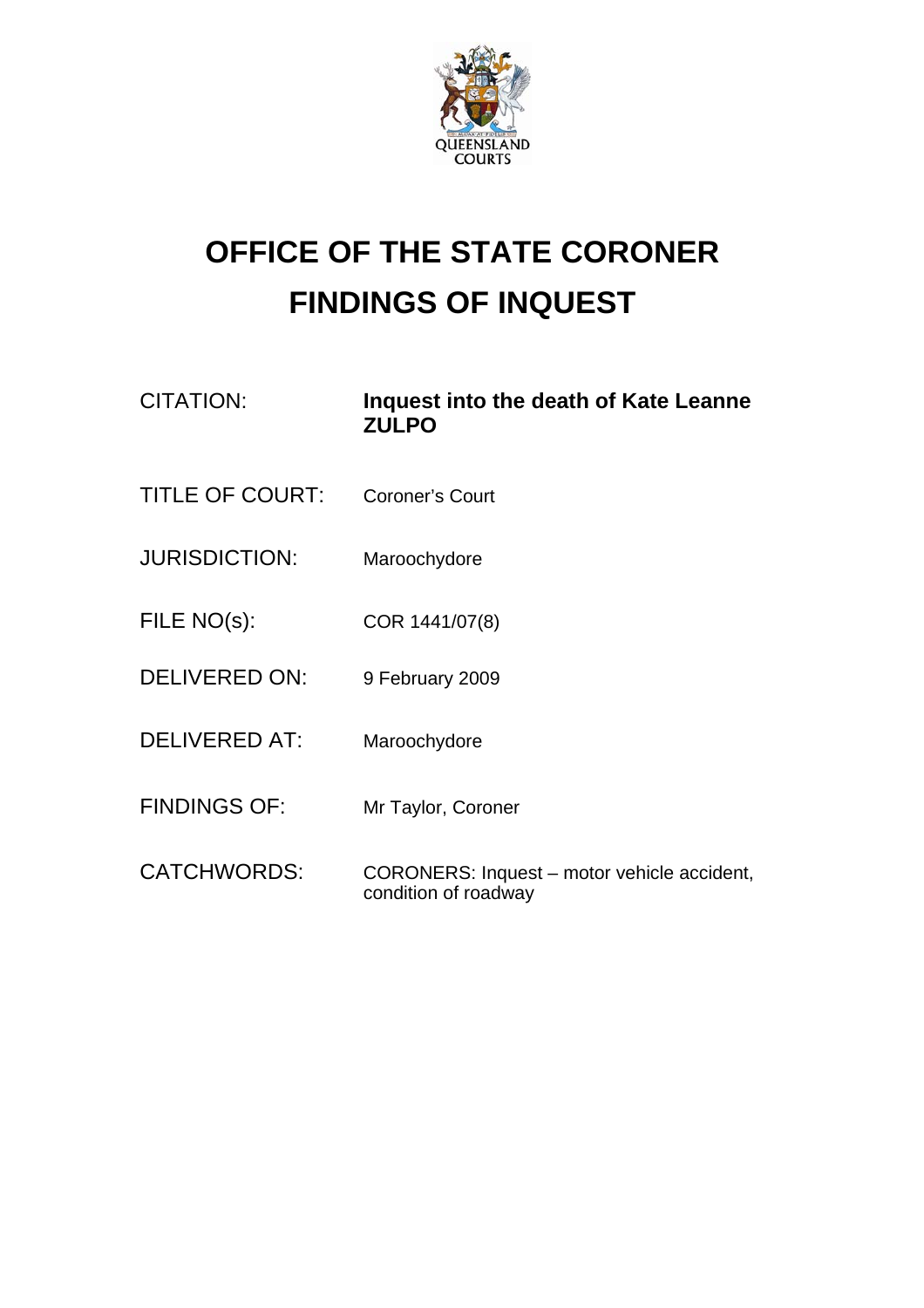# OFFICE OF THE STATE CORONER
# FINDINGS OF INQUEST

| | |
|---|---|
| CITATION: | **Inquest into the death of Kate Leanne ZULPO** |
| TITLE OF COURT: | Coroner's Court |
| JURISDICTION: | Maroochydore |
| FILE NO(s): | COR 1441/07(8) |
| DELIVERED ON: | 9 February 2009 |
| DELIVERED AT: | Maroochydore |
| FINDINGS OF: | Mr Taylor, Coroner |
| CATCHWORDS: | CORONERS: Inquest – motor vehicle accident, condition of roadway |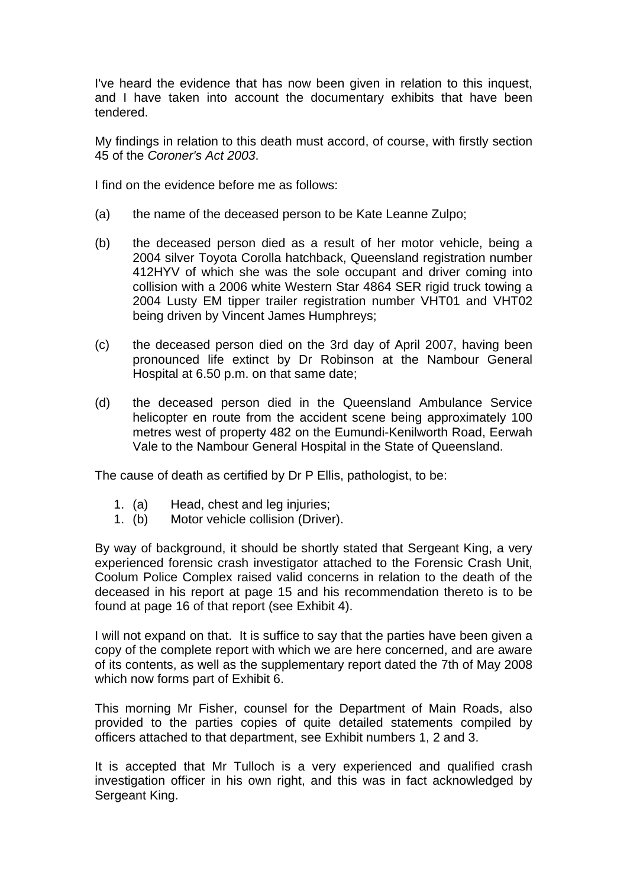I've heard the evidence that has now been given in relation to this inquest, and I have taken into account the documentary exhibits that have been tendered.

My findings in relation to this death must accord, of course, with firstly section 45 of the *Coroner's Act 2003*.

I find on the evidence before me as follows:

(a) the name of the deceased person to be Kate Leanne Zulpo;

(b) the deceased person died as a result of her motor vehicle, being a 2004 silver Toyota Corolla hatchback, Queensland registration number 412HYV of which she was the sole occupant and driver coming into collision with a 2006 white Western Star 4864 SER rigid truck towing a 2004 Lusty EM tipper trailer registration number VHT01 and VHT02 being driven by Vincent James Humphreys;

(c) the deceased person died on the 3rd day of April 2007, having been pronounced life extinct by Dr Robinson at the Nambour General Hospital at 6.50 p.m. on that same date;

(d) the deceased person died in the Queensland Ambulance Service helicopter en route from the accident scene being approximately 100 metres west of property 482 on the Eumundi-Kenilworth Road, Eerwah Vale to the Nambour General Hospital in the State of Queensland.

The cause of death as certified by Dr P Ellis, pathologist, to be:

1. (a) Head, chest and leg injuries;
1. (b) Motor vehicle collision (Driver).

By way of background, it should be shortly stated that Sergeant King, a very experienced forensic crash investigator attached to the Forensic Crash Unit, Coolum Police Complex raised valid concerns in relation to the death of the deceased in his report at page 15 and his recommendation thereto is to be found at page 16 of that report (see Exhibit 4).

I will not expand on that. It is suffice to say that the parties have been given a copy of the complete report with which we are here concerned, and are aware of its contents, as well as the supplementary report dated the 7th of May 2008 which now forms part of Exhibit 6.

This morning Mr Fisher, counsel for the Department of Main Roads, also provided to the parties copies of quite detailed statements compiled by officers attached to that department, see Exhibit numbers 1, 2 and 3.

It is accepted that Mr Tulloch is a very experienced and qualified crash investigation officer in his own right, and this was in fact acknowledged by Sergeant King.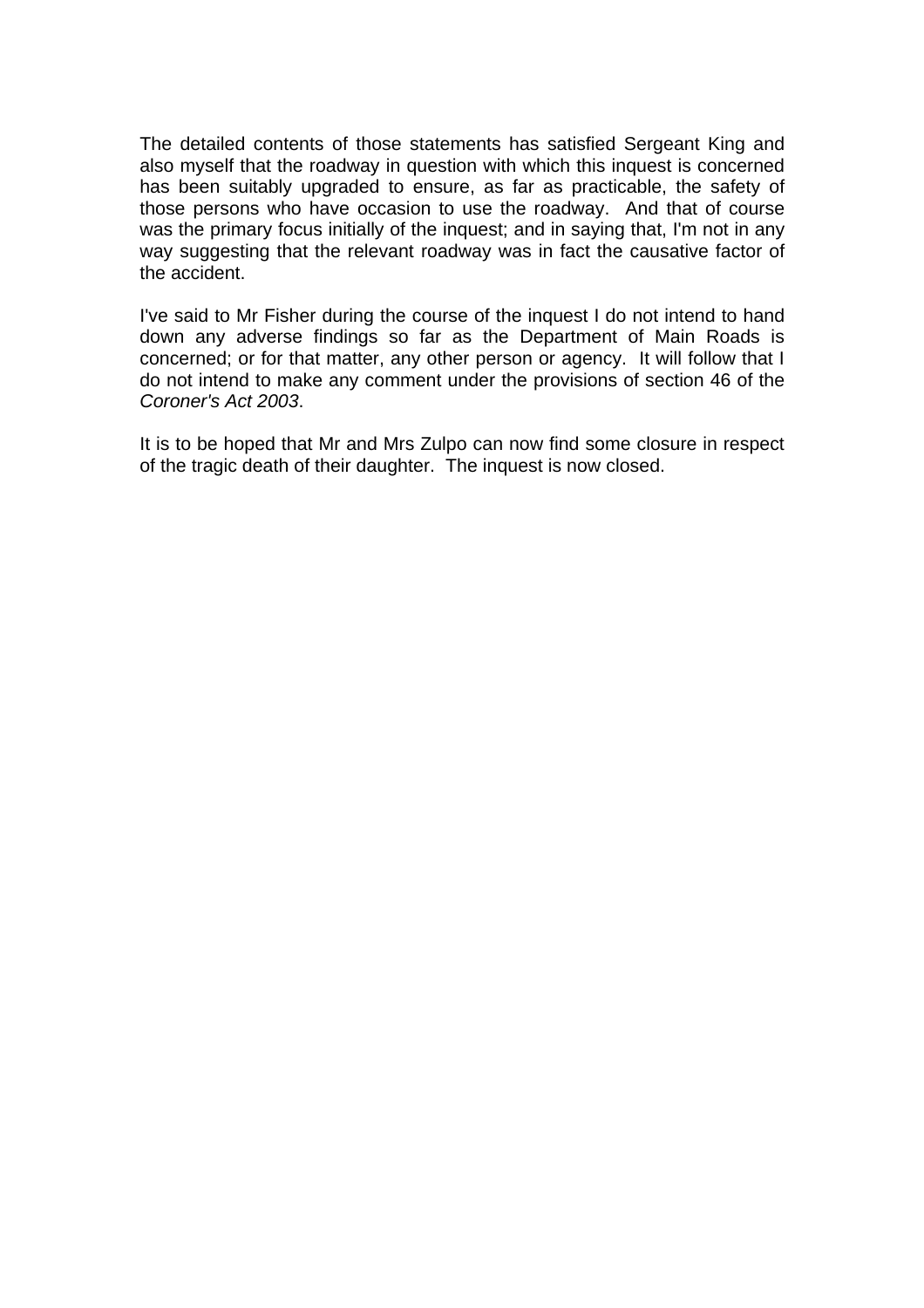The detailed contents of those statements has satisfied Sergeant King and also myself that the roadway in question with which this inquest is concerned has been suitably upgraded to ensure, as far as practicable, the safety of those persons who have occasion to use the roadway. And that of course was the primary focus initially of the inquest; and in saying that, I'm not in any way suggesting that the relevant roadway was in fact the causative factor of the accident.

I've said to Mr Fisher during the course of the inquest I do not intend to hand down any adverse findings so far as the Department of Main Roads is concerned; or for that matter, any other person or agency. It will follow that I do not intend to make any comment under the provisions of section 46 of the *Coroner's Act 2003*.

It is to be hoped that Mr and Mrs Zulpo can now find some closure in respect of the tragic death of their daughter. The inquest is now closed.